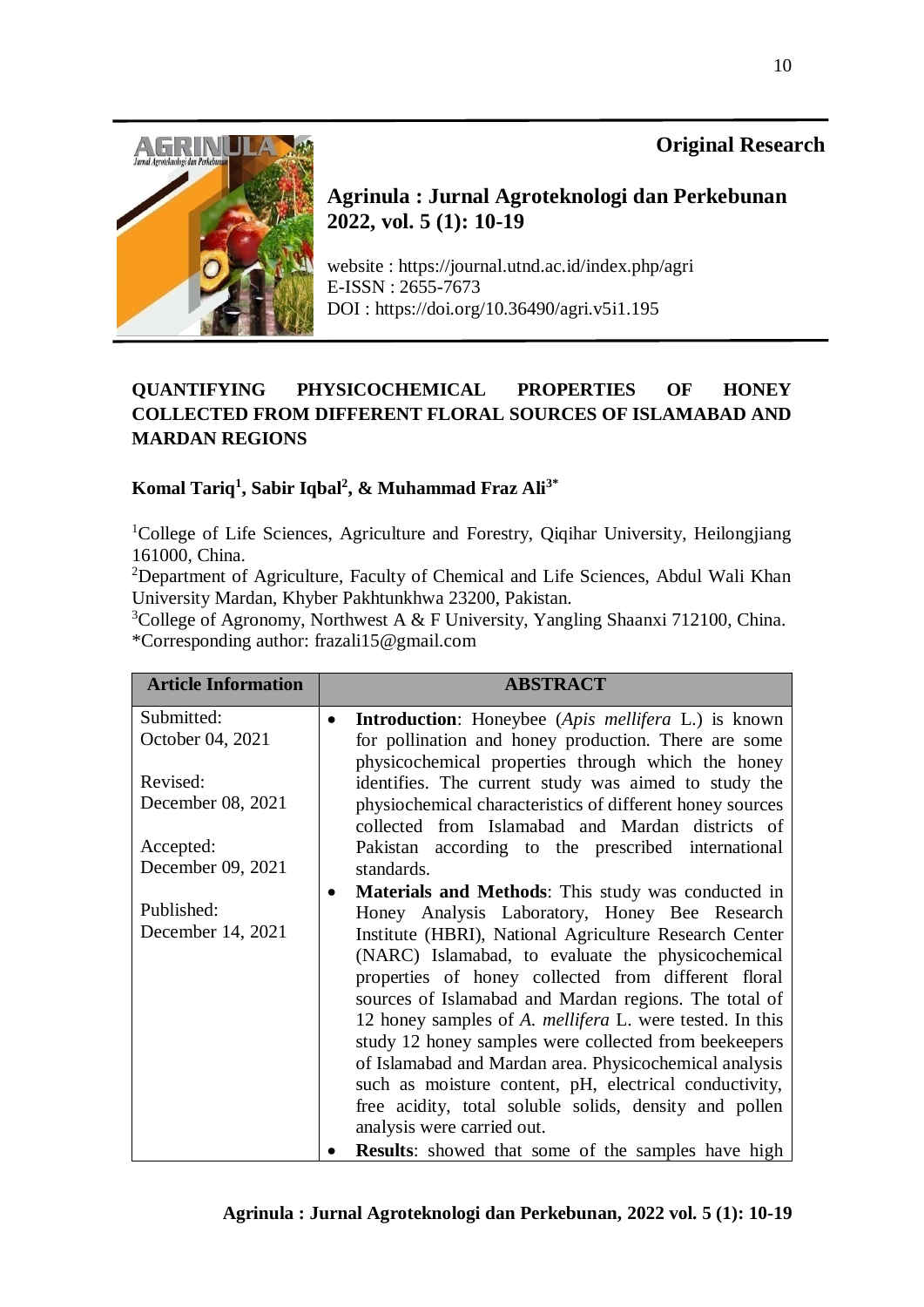**Original Research**

**Agrinula : Jurnal Agroteknologi dan Perkebunan**
**2022, vol. 5 (1): 10-19**

website : https://journal.utnd.ac.id/index.php/agri
E-ISSN : 2655-7673
DOI : https://doi.org/10.36490/agri.v5i1.195

# QUANTIFYING PHYSICOCHEMICAL PROPERTIES OF HONEY COLLECTED FROM DIFFERENT FLORAL SOURCES OF ISLAMABAD AND MARDAN REGIONS

**Komal Tariq[1], Sabir Iqbal[2], & Muhammad Fraz Ali[3*]**

[1]College of Life Sciences, Agriculture and Forestry, Qiqihar University, Heilongjiang 161000, China.
[2]Department of Agriculture, Faculty of Chemical and Life Sciences, Abdul Wali Khan University Mardan, Khyber Pakhtunkhwa 23200, Pakistan.
[3]College of Agronomy, Northwest A & F University, Yangling Shaanxi 712100, China.
*Corresponding author: frazali15@gmail.com

| Article Information | ABSTRACT |
|---|---|
| Submitted: October 04, 2021<br><br>Revised: December 08, 2021<br><br>Accepted: December 09, 2021<br><br>Published: December 14, 2021 | • **Introduction**: Honeybee (*Apis mellifera* L.) is known for pollination and honey production. There are some physicochemical properties through which the honey identifies. The current study was aimed to study the physiochemical characteristics of different honey sources collected from Islamabad and Mardan districts of Pakistan according to the prescribed international standards.<br>• **Materials and Methods**: This study was conducted in Honey Analysis Laboratory, Honey Bee Research Institute (HBRI), National Agriculture Research Center (NARC) Islamabad, to evaluate the physicochemical properties of honey collected from different floral sources of Islamabad and Mardan regions. The total of 12 honey samples of *A. mellifera* L. were tested. In this study 12 honey samples were collected from beekeepers of Islamabad and Mardan area. Physicochemical analysis such as moisture content, pH, electrical conductivity, free acidity, total soluble solids, density and pollen analysis were carried out.<br>• **Results**: showed that some of the samples have high |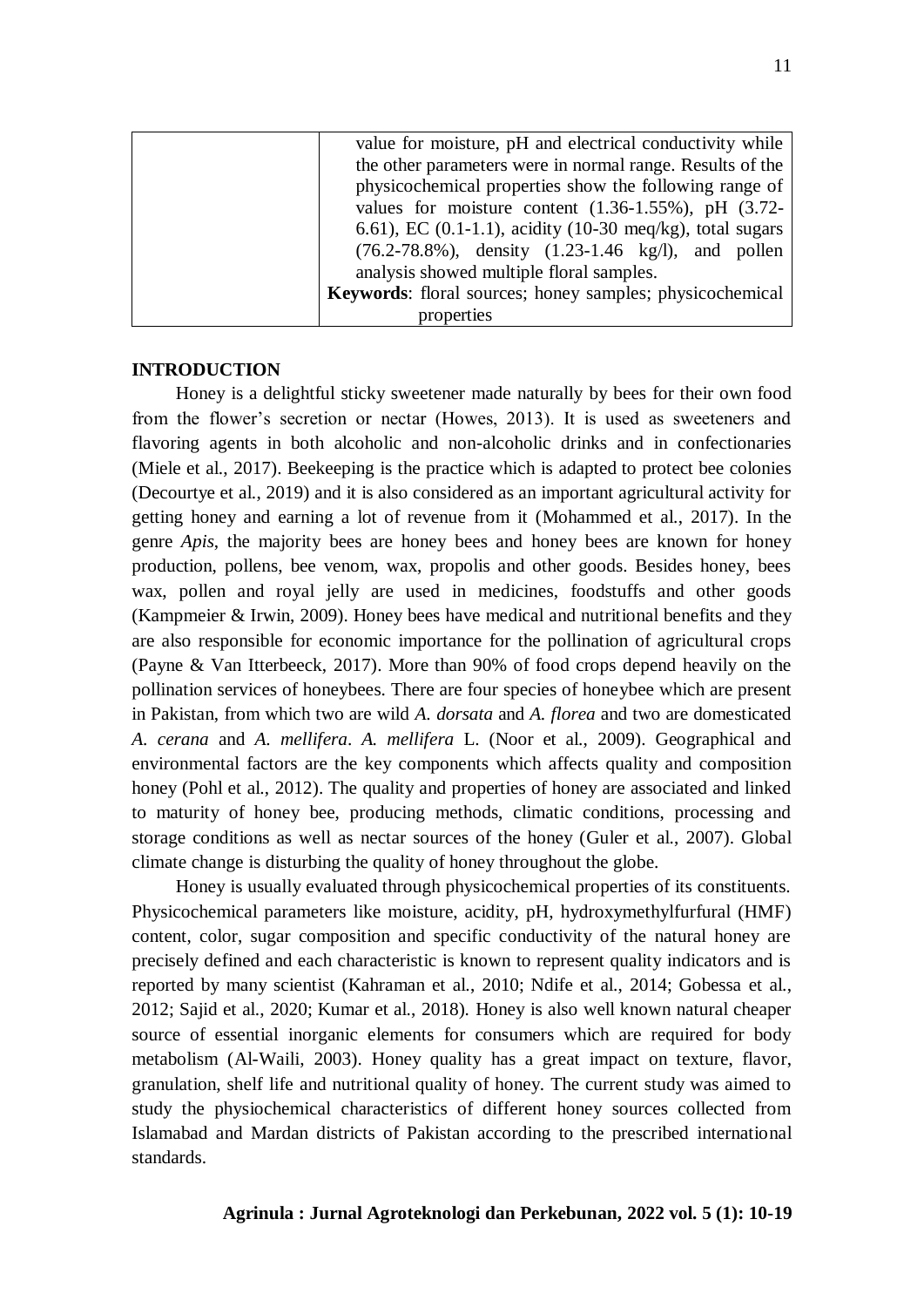| | value for moisture, pH and electrical conductivity while the other parameters were in normal range. Results of the physicochemical properties show the following range of values for moisture content (1.36-1.55%), pH (3.72-6.61), EC (0.1-1.1), acidity (10-30 meq/kg), total sugars (76.2-78.8%), density (1.23-1.46 kg/l), and pollen analysis showed multiple floral samples.<br>**Keywords**: floral sources; honey samples; physicochemical properties |
|---|---|

## INTRODUCTION

Honey is a delightful sticky sweetener made naturally by bees for their own food from the flower's secretion or nectar (Howes, 2013). It is used as sweeteners and flavoring agents in both alcoholic and non-alcoholic drinks and in confectionaries (Miele et al., 2017). Beekeeping is the practice which is adapted to protect bee colonies (Decourtye et al., 2019) and it is also considered as an important agricultural activity for getting honey and earning a lot of revenue from it (Mohammed et al., 2017). In the genre *Apis*, the majority bees are honey bees and honey bees are known for honey production, pollens, bee venom, wax, propolis and other goods. Besides honey, bees wax, pollen and royal jelly are used in medicines, foodstuffs and other goods (Kampmeier & Irwin, 2009). Honey bees have medical and nutritional benefits and they are also responsible for economic importance for the pollination of agricultural crops (Payne & Van Itterbeeck, 2017). More than 90% of food crops depend heavily on the pollination services of honeybees. There are four species of honeybee which are present in Pakistan, from which two are wild *A. dorsata* and *A. florea* and two are domesticated *A. cerana* and *A. mellifera*. *A. mellifera* L. (Noor et al., 2009). Geographical and environmental factors are the key components which affects quality and composition honey (Pohl et al., 2012). The quality and properties of honey are associated and linked to maturity of honey bee, producing methods, climatic conditions, processing and storage conditions as well as nectar sources of the honey (Guler et al., 2007). Global climate change is disturbing the quality of honey throughout the globe.

Honey is usually evaluated through physicochemical properties of its constituents. Physicochemical parameters like moisture, acidity, pH, hydroxymethylfurfural (HMF) content, color, sugar composition and specific conductivity of the natural honey are precisely defined and each characteristic is known to represent quality indicators and is reported by many scientist (Kahraman et al., 2010; Ndife et al., 2014; Gobessa et al., 2012; Sajid et al., 2020; Kumar et al., 2018). Honey is also well known natural cheaper source of essential inorganic elements for consumers which are required for body metabolism (Al-Waili, 2003). Honey quality has a great impact on texture, flavor, granulation, shelf life and nutritional quality of honey. The current study was aimed to study the physiochemical characteristics of different honey sources collected from Islamabad and Mardan districts of Pakistan according to the prescribed international standards.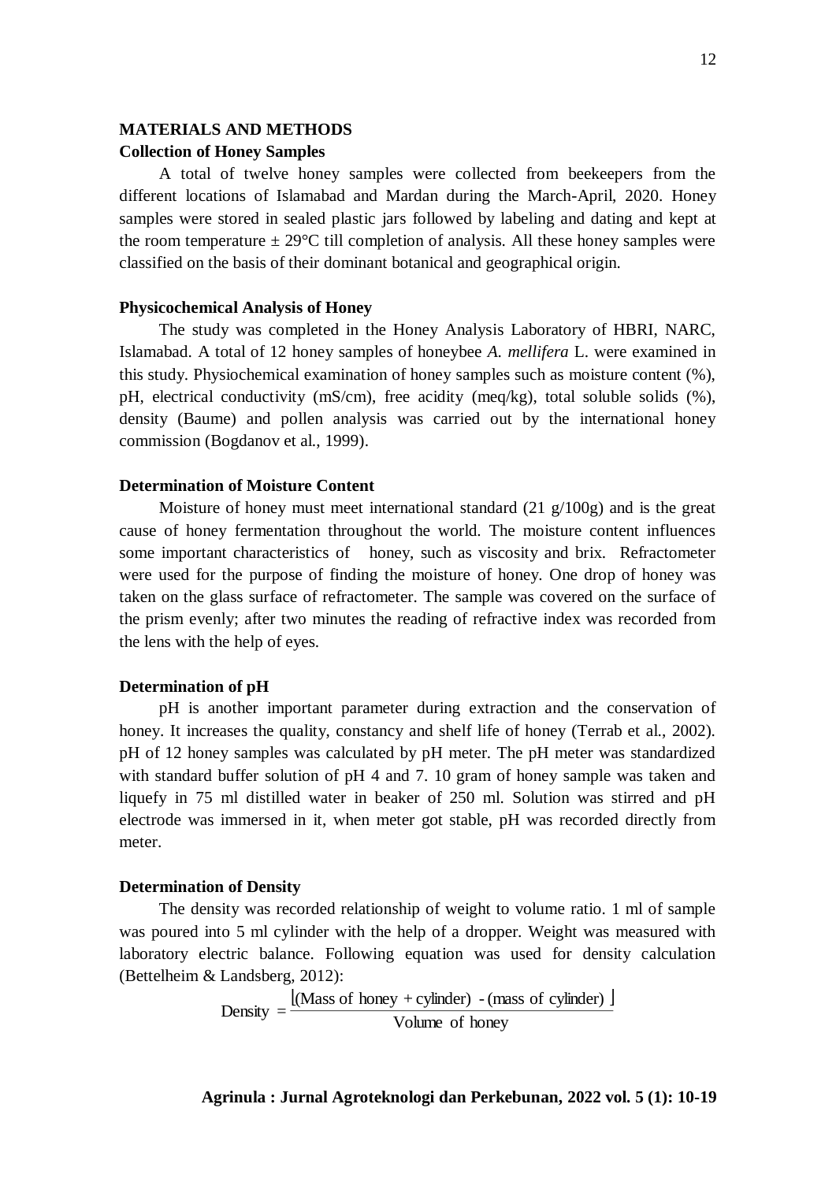## MATERIALS AND METHODS

### Collection of Honey Samples

A total of twelve honey samples were collected from beekeepers from the different locations of Islamabad and Mardan during the March-April, 2020. Honey samples were stored in sealed plastic jars followed by labeling and dating and kept at the room temperature ± 29°C till completion of analysis. All these honey samples were classified on the basis of their dominant botanical and geographical origin.

### Physicochemical Analysis of Honey

The study was completed in the Honey Analysis Laboratory of HBRI, NARC, Islamabad. A total of 12 honey samples of honeybee *A. mellifera* L. were examined in this study. Physiochemical examination of honey samples such as moisture content (%), pH, electrical conductivity (mS/cm), free acidity (meq/kg), total soluble solids (%), density (Baume) and pollen analysis was carried out by the international honey commission (Bogdanov et al., 1999).

### Determination of Moisture Content

Moisture of honey must meet international standard (21 g/100g) and is the great cause of honey fermentation throughout the world. The moisture content influences some important characteristics of honey, such as viscosity and brix. Refractometer were used for the purpose of finding the moisture of honey. One drop of honey was taken on the glass surface of refractometer. The sample was covered on the surface of the prism evenly; after two minutes the reading of refractive index was recorded from the lens with the help of eyes.

### Determination of pH

pH is another important parameter during extraction and the conservation of honey. It increases the quality, constancy and shelf life of honey (Terrab et al., 2002). pH of 12 honey samples was calculated by pH meter. The pH meter was standardized with standard buffer solution of pH 4 and 7. 10 gram of honey sample was taken and liquefy in 75 ml distilled water in beaker of 250 ml. Solution was stirred and pH electrode was immersed in it, when meter got stable, pH was recorded directly from meter.

### Determination of Density

The density was recorded relationship of weight to volume ratio. 1 ml of sample was poured into 5 ml cylinder with the help of a dropper. Weight was measured with laboratory electric balance. Following equation was used for density calculation (Bettelheim & Landsberg, 2012):

$$\text{Density} = \frac{\lfloor(\text{Mass of honey} + \text{cylinder}) - (\text{mass of cylinder})\rfloor}{\text{Volume of honey}}$$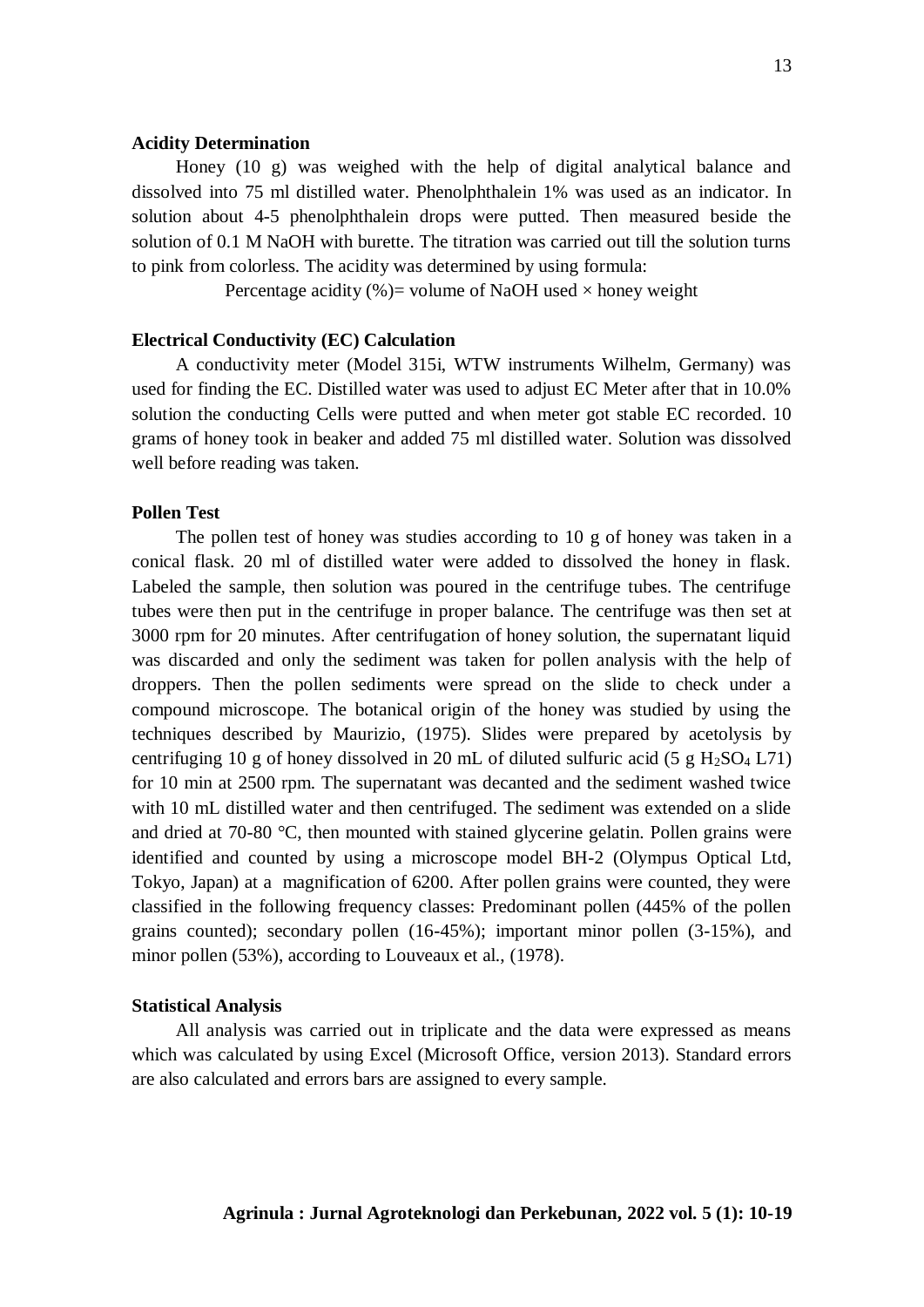**Acidity Determination**

Honey (10 g) was weighed with the help of digital analytical balance and dissolved into 75 ml distilled water. Phenolphthalein 1% was used as an indicator. In solution about 4-5 phenolphthalein drops were putted. Then measured beside the solution of 0.1 M NaOH with burette. The titration was carried out till the solution turns to pink from colorless. The acidity was determined by using formula:

Percentage acidity (%)= volume of NaOH used × honey weight

**Electrical Conductivity (EC) Calculation**

A conductivity meter (Model 315i, WTW instruments Wilhelm, Germany) was used for finding the EC. Distilled water was used to adjust EC Meter after that in 10.0% solution the conducting Cells were putted and when meter got stable EC recorded. 10 grams of honey took in beaker and added 75 ml distilled water. Solution was dissolved well before reading was taken.

**Pollen Test**

The pollen test of honey was studies according to 10 g of honey was taken in a conical flask. 20 ml of distilled water were added to dissolved the honey in flask. Labeled the sample, then solution was poured in the centrifuge tubes. The centrifuge tubes were then put in the centrifuge in proper balance. The centrifuge was then set at 3000 rpm for 20 minutes. After centrifugation of honey solution, the supernatant liquid was discarded and only the sediment was taken for pollen analysis with the help of droppers. Then the pollen sediments were spread on the slide to check under a compound microscope. The botanical origin of the honey was studied by using the techniques described by Maurizio, (1975). Slides were prepared by acetolysis by centrifuging 10 g of honey dissolved in 20 mL of diluted sulfuric acid (5 g $H_2SO_4$ L71) for 10 min at 2500 rpm. The supernatant was decanted and the sediment washed twice with 10 mL distilled water and then centrifuged. The sediment was extended on a slide and dried at 70-80 °C, then mounted with stained glycerine gelatin. Pollen grains were identified and counted by using a microscope model BH-2 (Olympus Optical Ltd, Tokyo, Japan) at a magnification of 6200. After pollen grains were counted, they were classified in the following frequency classes: Predominant pollen (445% of the pollen grains counted); secondary pollen (16-45%); important minor pollen (3-15%), and minor pollen (53%), according to Louveaux et al., (1978).

**Statistical Analysis**

All analysis was carried out in triplicate and the data were expressed as means which was calculated by using Excel (Microsoft Office, version 2013). Standard errors are also calculated and errors bars are assigned to every sample.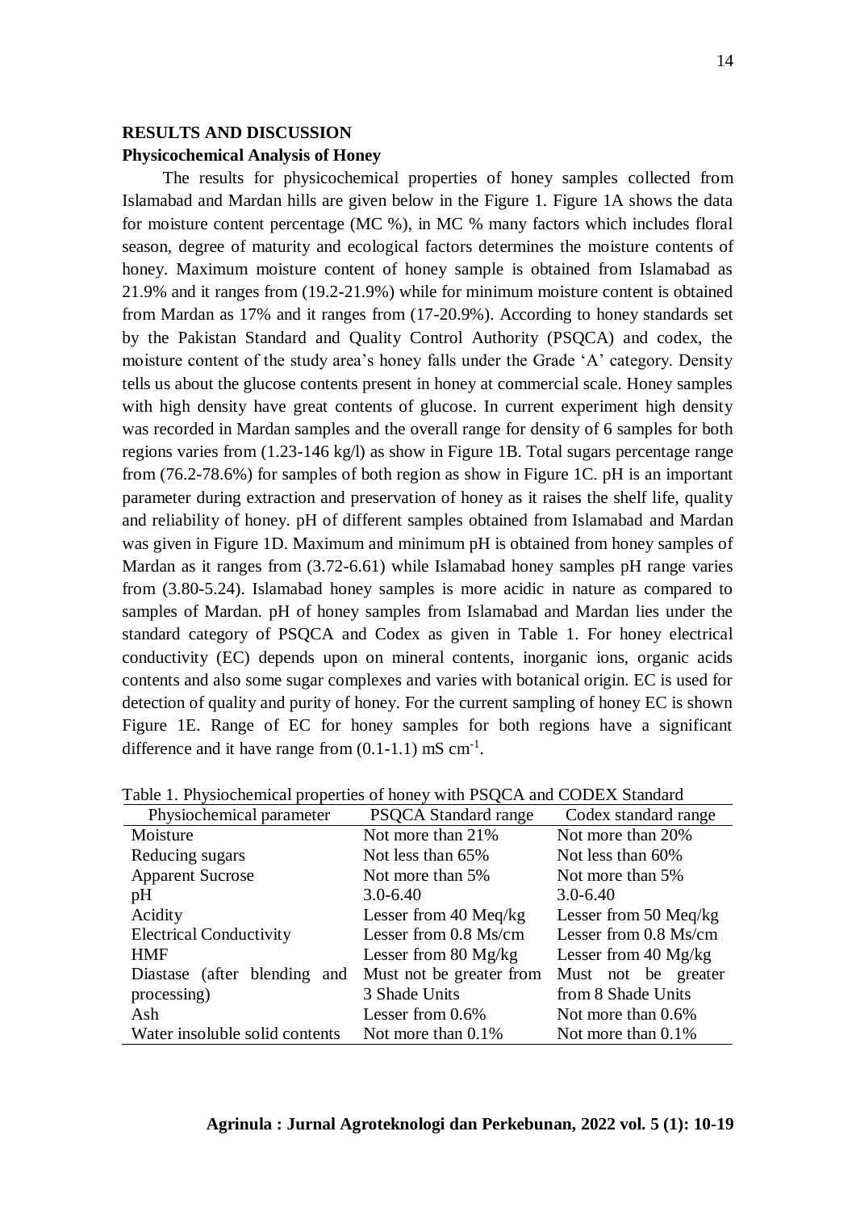## RESULTS AND DISCUSSION

### Physicochemical Analysis of Honey

The results for physicochemical properties of honey samples collected from Islamabad and Mardan hills are given below in the Figure 1. Figure 1A shows the data for moisture content percentage (MC %), in MC % many factors which includes floral season, degree of maturity and ecological factors determines the moisture contents of honey. Maximum moisture content of honey sample is obtained from Islamabad as 21.9% and it ranges from (19.2-21.9%) while for minimum moisture content is obtained from Mardan as 17% and it ranges from (17-20.9%). According to honey standards set by the Pakistan Standard and Quality Control Authority (PSQCA) and codex, the moisture content of the study area's honey falls under the Grade 'A' category. Density tells us about the glucose contents present in honey at commercial scale. Honey samples with high density have great contents of glucose. In current experiment high density was recorded in Mardan samples and the overall range for density of 6 samples for both regions varies from (1.23-146 kg/l) as show in Figure 1B. Total sugars percentage range from (76.2-78.6%) for samples of both region as show in Figure 1C. pH is an important parameter during extraction and preservation of honey as it raises the shelf life, quality and reliability of honey. pH of different samples obtained from Islamabad and Mardan was given in Figure 1D. Maximum and minimum pH is obtained from honey samples of Mardan as it ranges from (3.72-6.61) while Islamabad honey samples pH range varies from (3.80-5.24). Islamabad honey samples is more acidic in nature as compared to samples of Mardan. pH of honey samples from Islamabad and Mardan lies under the standard category of PSQCA and Codex as given in Table 1. For honey electrical conductivity (EC) depends upon on mineral contents, inorganic ions, organic acids contents and also some sugar complexes and varies with botanical origin. EC is used for detection of quality and purity of honey. For the current sampling of honey EC is shown Figure 1E. Range of EC for honey samples for both regions have a significant difference and it have range from (0.1-1.1) mS $cm^{-1}$.

Table 1. Physiochemical properties of honey with PSQCA and CODEX Standard

| Physiochemical parameter | PSQCA Standard range | Codex standard range |
|---|---|---|
| Moisture | Not more than 21% | Not more than 20% |
| Reducing sugars | Not less than 65% | Not less than 60% |
| Apparent Sucrose | Not more than 5% | Not more than 5% |
| pH | 3.0-6.40 | 3.0-6.40 |
| Acidity | Lesser from 40 Meq/kg | Lesser from 50 Meq/kg |
| Electrical Conductivity | Lesser from 0.8 Ms/cm | Lesser from 0.8 Ms/cm |
| HMF | Lesser from 80 Mg/kg | Lesser from 40 Mg/kg |
| Diastase (after blending and processing) | Must not be greater from 3 Shade Units | Must not be greater from 8 Shade Units |
| Ash | Lesser from 0.6% | Not more than 0.6% |
| Water insoluble solid contents | Not more than 0.1% | Not more than 0.1% |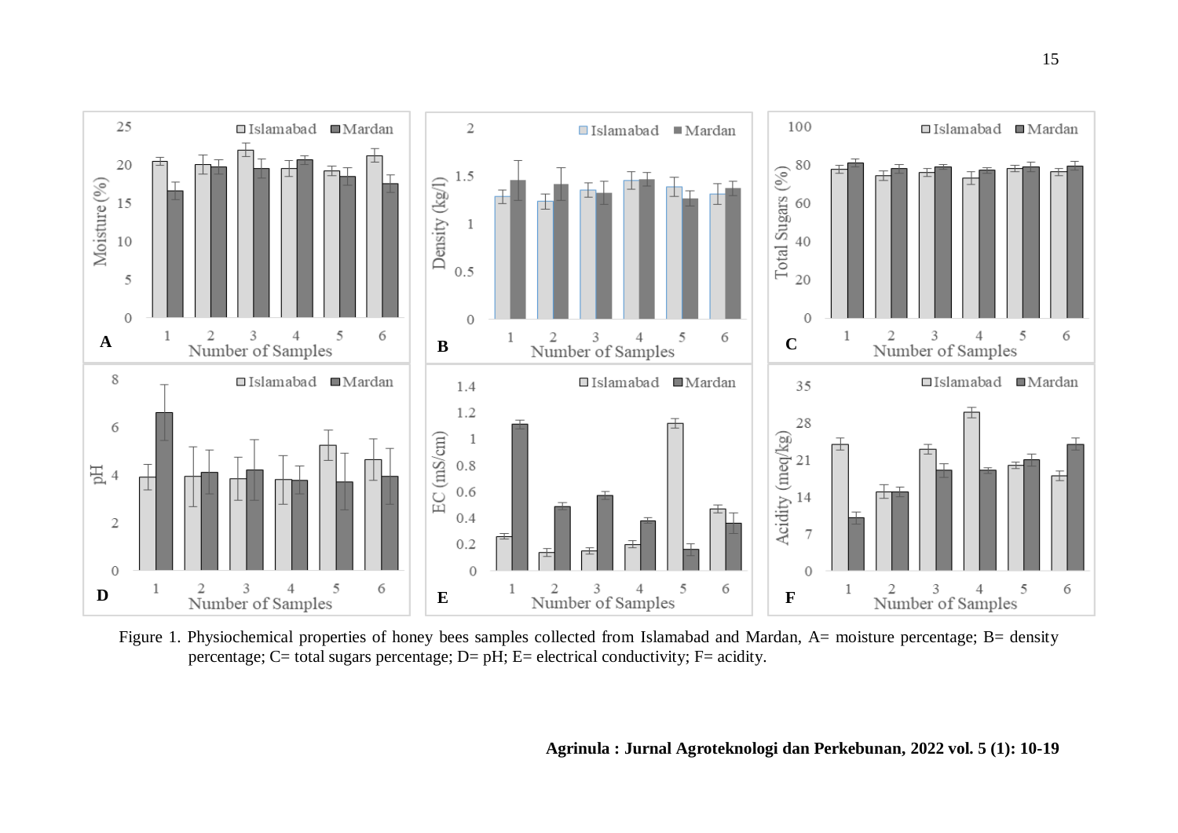Figure 1. Physiochemical properties of honey bees samples collected from Islamabad and Mardan, A= moisture percentage; B= density percentage; C= total sugars percentage; D= pH; E= electrical conductivity; F= acidity.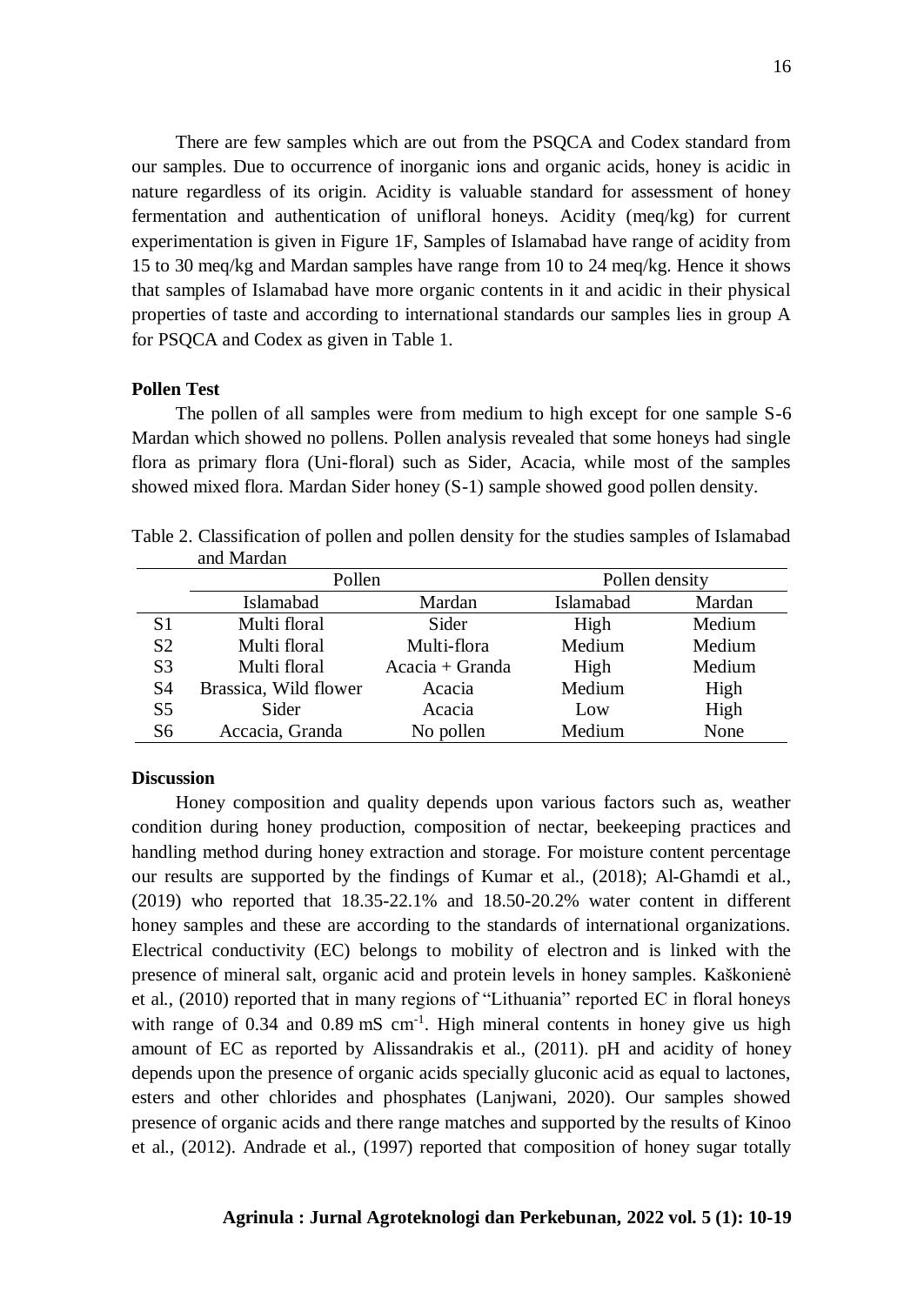There are few samples which are out from the PSQCA and Codex standard from our samples. Due to occurrence of inorganic ions and organic acids, honey is acidic in nature regardless of its origin. Acidity is valuable standard for assessment of honey fermentation and authentication of unifloral honeys. Acidity (meq/kg) for current experimentation is given in Figure 1F, Samples of Islamabad have range of acidity from 15 to 30 meq/kg and Mardan samples have range from 10 to 24 meq/kg. Hence it shows that samples of Islamabad have more organic contents in it and acidic in their physical properties of taste and according to international standards our samples lies in group A for PSQCA and Codex as given in Table 1.

### Pollen Test

The pollen of all samples were from medium to high except for one sample S-6 Mardan which showed no pollens. Pollen analysis revealed that some honeys had single flora as primary flora (Uni-floral) such as Sider, Acacia, while most of the samples showed mixed flora. Mardan Sider honey (S-1) sample showed good pollen density.

Table 2. Classification of pollen and pollen density for the studies samples of Islamabad and Mardan

| | Pollen | | Pollen density | |
|---|---|---|---|---|
| | Islamabad | Mardan | Islamabad | Mardan |
| S1 | Multi floral | Sider | High | Medium |
| S2 | Multi floral | Multi-flora | Medium | Medium |
| S3 | Multi floral | Acacia + Granda | High | Medium |
| S4 | Brassica, Wild flower | Acacia | Medium | High |
| S5 | Sider | Acacia | Low | High |
| S6 | Accacia, Granda | No pollen | Medium | None |

### Discussion

Honey composition and quality depends upon various factors such as, weather condition during honey production, composition of nectar, beekeeping practices and handling method during honey extraction and storage. For moisture content percentage our results are supported by the findings of Kumar et al., (2018); Al-Ghamdi et al., (2019) who reported that 18.35-22.1% and 18.50-20.2% water content in different honey samples and these are according to the standards of international organizations. Electrical conductivity (EC) belongs to mobility of electron and is linked with the presence of mineral salt, organic acid and protein levels in honey samples. Kaškonienė et al., (2010) reported that in many regions of "Lithuania" reported EC in floral honeys with range of 0.34 and 0.89 mS $cm^{-1}$. High mineral contents in honey give us high amount of EC as reported by Alissandrakis et al., (2011). pH and acidity of honey depends upon the presence of organic acids specially gluconic acid as equal to lactones, esters and other chlorides and phosphates (Lanjwani, 2020). Our samples showed presence of organic acids and there range matches and supported by the results of Kinoo et al., (2012). Andrade et al., (1997) reported that composition of honey sugar totally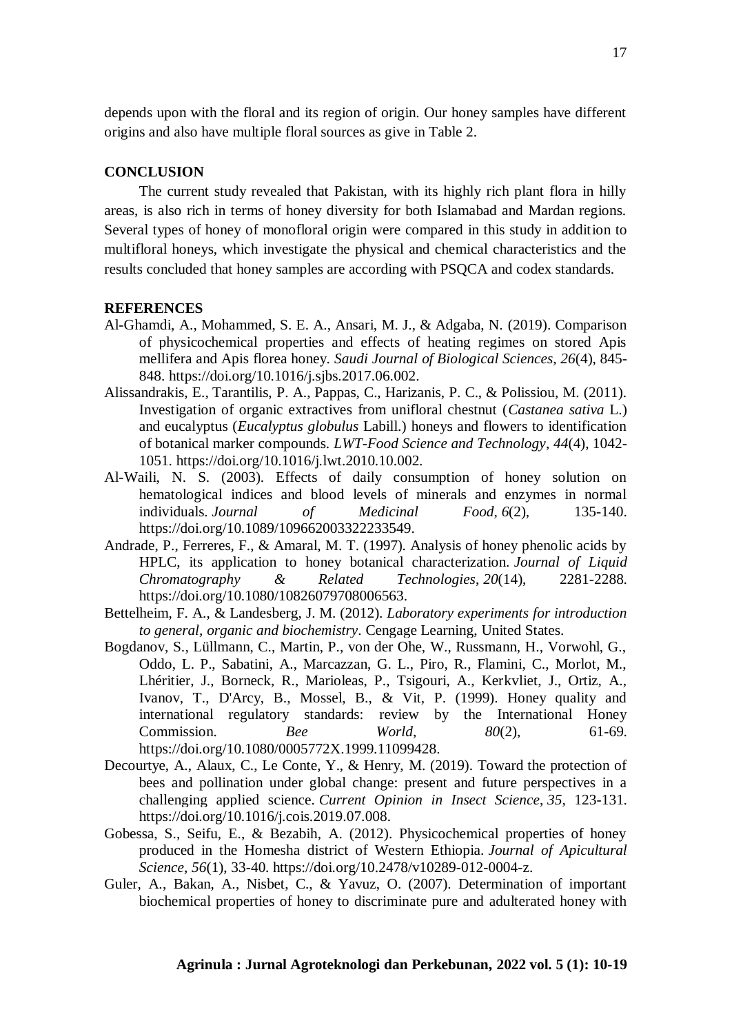depends upon with the floral and its region of origin. Our honey samples have different origins and also have multiple floral sources as give in Table 2.

## CONCLUSION

The current study revealed that Pakistan, with its highly rich plant flora in hilly areas, is also rich in terms of honey diversity for both Islamabad and Mardan regions. Several types of honey of monofloral origin were compared in this study in addition to multifloral honeys, which investigate the physical and chemical characteristics and the results concluded that honey samples are according with PSQCA and codex standards.

## REFERENCES

Al-Ghamdi, A., Mohammed, S. E. A., Ansari, M. J., & Adgaba, N. (2019). Comparison of physicochemical properties and effects of heating regimes on stored Apis mellifera and Apis florea honey. *Saudi Journal of Biological Sciences*, *26*(4), 845-848. https://doi.org/10.1016/j.sjbs.2017.06.002.

Alissandrakis, E., Tarantilis, P. A., Pappas, C., Harizanis, P. C., & Polissiou, M. (2011). Investigation of organic extractives from unifloral chestnut (*Castanea sativa* L.) and eucalyptus (*Eucalyptus globulus* Labill.) honeys and flowers to identification of botanical marker compounds. *LWT-Food Science and Technology*, *44*(4), 1042-1051. https://doi.org/10.1016/j.lwt.2010.10.002.

Al-Waili, N. S. (2003). Effects of daily consumption of honey solution on hematological indices and blood levels of minerals and enzymes in normal individuals. *Journal of Medicinal Food*, *6*(2), 135-140. https://doi.org/10.1089/109662003322233549.

Andrade, P., Ferreres, F., & Amaral, M. T. (1997). Analysis of honey phenolic acids by HPLC, its application to honey botanical characterization. *Journal of Liquid Chromatography & Related Technologies*, *20*(14), 2281-2288. https://doi.org/10.1080/10826079708006563.

Bettelheim, F. A., & Landesberg, J. M. (2012). *Laboratory experiments for introduction to general, organic and biochemistry*. Cengage Learning, United States.

Bogdanov, S., Lüllmann, C., Martin, P., von der Ohe, W., Russmann, H., Vorwohl, G., Oddo, L. P., Sabatini, A., Marcazzan, G. L., Piro, R., Flamini, C., Morlot, M., Lhéritier, J., Borneck, R., Marioleas, P., Tsigouri, A., Kerkvliet, J., Ortiz, A., Ivanov, T., D'Arcy, B., Mossel, B., & Vit, P. (1999). Honey quality and international regulatory standards: review by the International Honey Commission. *Bee World*, *80*(2), 61-69. https://doi.org/10.1080/0005772X.1999.11099428.

Decourtye, A., Alaux, C., Le Conte, Y., & Henry, M. (2019). Toward the protection of bees and pollination under global change: present and future perspectives in a challenging applied science. *Current Opinion in Insect Science*, *35*, 123-131. https://doi.org/10.1016/j.cois.2019.07.008.

Gobessa, S., Seifu, E., & Bezabih, A. (2012). Physicochemical properties of honey produced in the Homesha district of Western Ethiopia. *Journal of Apicultural Science*, *56*(1), 33-40. https://doi.org/10.2478/v10289-012-0004-z.

Guler, A., Bakan, A., Nisbet, C., & Yavuz, O. (2007). Determination of important biochemical properties of honey to discriminate pure and adulterated honey with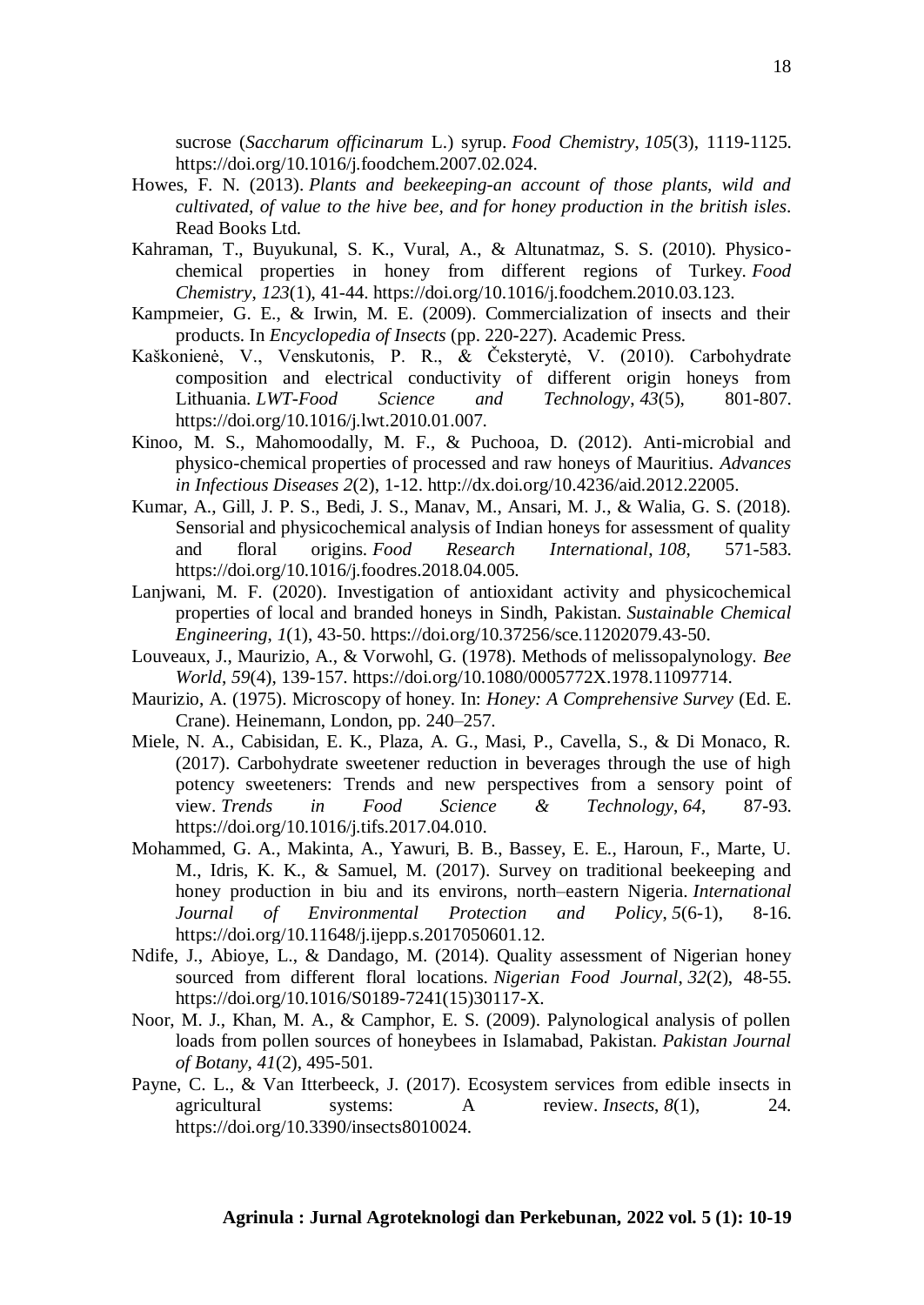sucrose (*Saccharum officinarum* L.) syrup. *Food Chemistry*, *105*(3), 1119-1125. https://doi.org/10.1016/j.foodchem.2007.02.024.

Howes, F. N. (2013). *Plants and beekeeping-an account of those plants, wild and cultivated, of value to the hive bee, and for honey production in the british isles*. Read Books Ltd.

Kahraman, T., Buyukunal, S. K., Vural, A., & Altunatmaz, S. S. (2010). Physico-chemical properties in honey from different regions of Turkey. *Food Chemistry*, *123*(1), 41-44. https://doi.org/10.1016/j.foodchem.2010.03.123.

Kampmeier, G. E., & Irwin, M. E. (2009). Commercialization of insects and their products. In *Encyclopedia of Insects* (pp. 220-227). Academic Press.

Kaškonienė, V., Venskutonis, P. R., & Čeksterytė, V. (2010). Carbohydrate composition and electrical conductivity of different origin honeys from Lithuania. *LWT-Food Science and Technology*, *43*(5), 801-807. https://doi.org/10.1016/j.lwt.2010.01.007.

Kinoo, M. S., Mahomoodally, M. F., & Puchooa, D. (2012). Anti-microbial and physico-chemical properties of processed and raw honeys of Mauritius. *Advances in Infectious Diseases 2*(2), 1-12. http://dx.doi.org/10.4236/aid.2012.22005.

Kumar, A., Gill, J. P. S., Bedi, J. S., Manav, M., Ansari, M. J., & Walia, G. S. (2018). Sensorial and physicochemical analysis of Indian honeys for assessment of quality and floral origins. *Food Research International*, *108*, 571-583. https://doi.org/10.1016/j.foodres.2018.04.005.

Lanjwani, M. F. (2020). Investigation of antioxidant activity and physicochemical properties of local and branded honeys in Sindh, Pakistan. *Sustainable Chemical Engineering*, *1*(1), 43-50. https://doi.org/10.37256/sce.11202079.43-50.

Louveaux, J., Maurizio, A., & Vorwohl, G. (1978). Methods of melissopalynology. *Bee World*, *59*(4), 139-157. https://doi.org/10.1080/0005772X.1978.11097714.

Maurizio, A. (1975). Microscopy of honey. In: *Honey: A Comprehensive Survey* (Ed. E. Crane). Heinemann, London, pp. 240–257.

Miele, N. A., Cabisidan, E. K., Plaza, A. G., Masi, P., Cavella, S., & Di Monaco, R. (2017). Carbohydrate sweetener reduction in beverages through the use of high potency sweeteners: Trends and new perspectives from a sensory point of view. *Trends in Food Science & Technology*, *64*, 87-93. https://doi.org/10.1016/j.tifs.2017.04.010.

Mohammed, G. A., Makinta, A., Yawuri, B. B., Bassey, E. E., Haroun, F., Marte, U. M., Idris, K. K., & Samuel, M. (2017). Survey on traditional beekeeping and honey production in biu and its environs, north–eastern Nigeria. *International Journal of Environmental Protection and Policy*, *5*(6-1), 8-16. https://doi.org/10.11648/j.ijepp.s.2017050601.12.

Ndife, J., Abioye, L., & Dandago, M. (2014). Quality assessment of Nigerian honey sourced from different floral locations. *Nigerian Food Journal*, *32*(2), 48-55. https://doi.org/10.1016/S0189-7241(15)30117-X.

Noor, M. J., Khan, M. A., & Camphor, E. S. (2009). Palynological analysis of pollen loads from pollen sources of honeybees in Islamabad, Pakistan. *Pakistan Journal of Botany*, *41*(2), 495-501.

Payne, C. L., & Van Itterbeeck, J. (2017). Ecosystem services from edible insects in agricultural systems: A review. *Insects*, *8*(1), 24. https://doi.org/10.3390/insects8010024.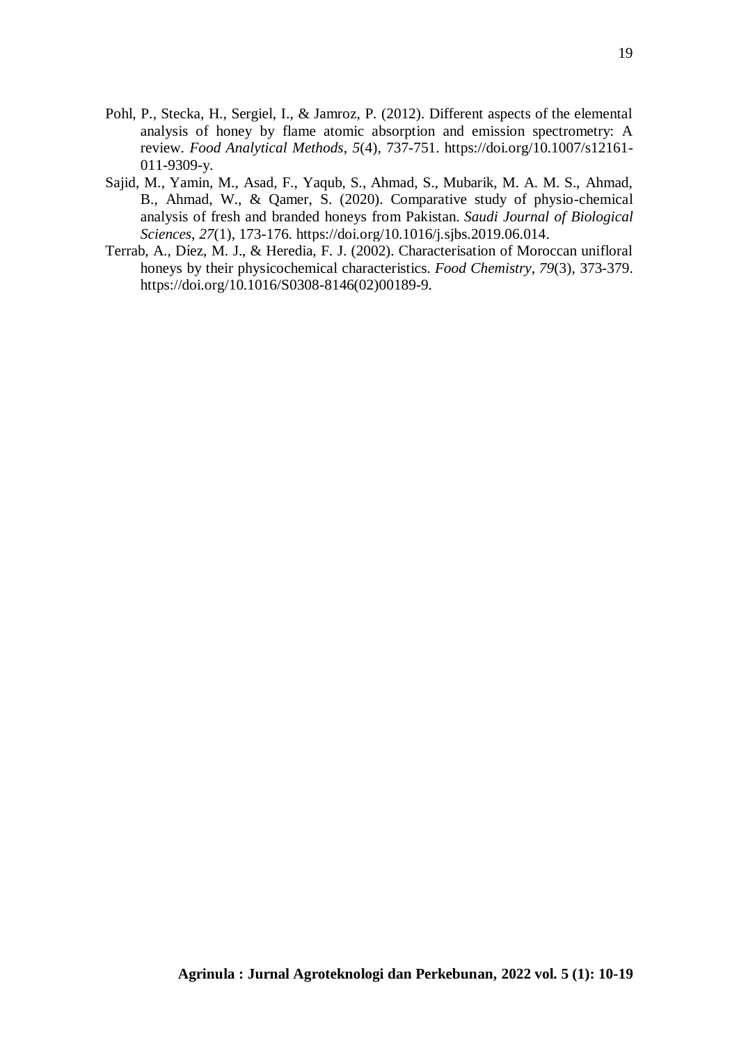Pohl, P., Stecka, H., Sergiel, I., & Jamroz, P. (2012). Different aspects of the elemental analysis of honey by flame atomic absorption and emission spectrometry: A review. *Food Analytical Methods*, *5*(4), 737-751. https://doi.org/10.1007/s12161-011-9309-y.

Sajid, M., Yamin, M., Asad, F., Yaqub, S., Ahmad, S., Mubarik, M. A. M. S., Ahmad, B., Ahmad, W., & Qamer, S. (2020). Comparative study of physio-chemical analysis of fresh and branded honeys from Pakistan. *Saudi Journal of Biological Sciences*, *27*(1), 173-176. https://doi.org/10.1016/j.sjbs.2019.06.014.

Terrab, A., Díez, M. J., & Heredia, F. J. (2002). Characterisation of Moroccan unifloral honeys by their physicochemical characteristics. *Food Chemistry*, *79*(3), 373-379. https://doi.org/10.1016/S0308-8146(02)00189-9.